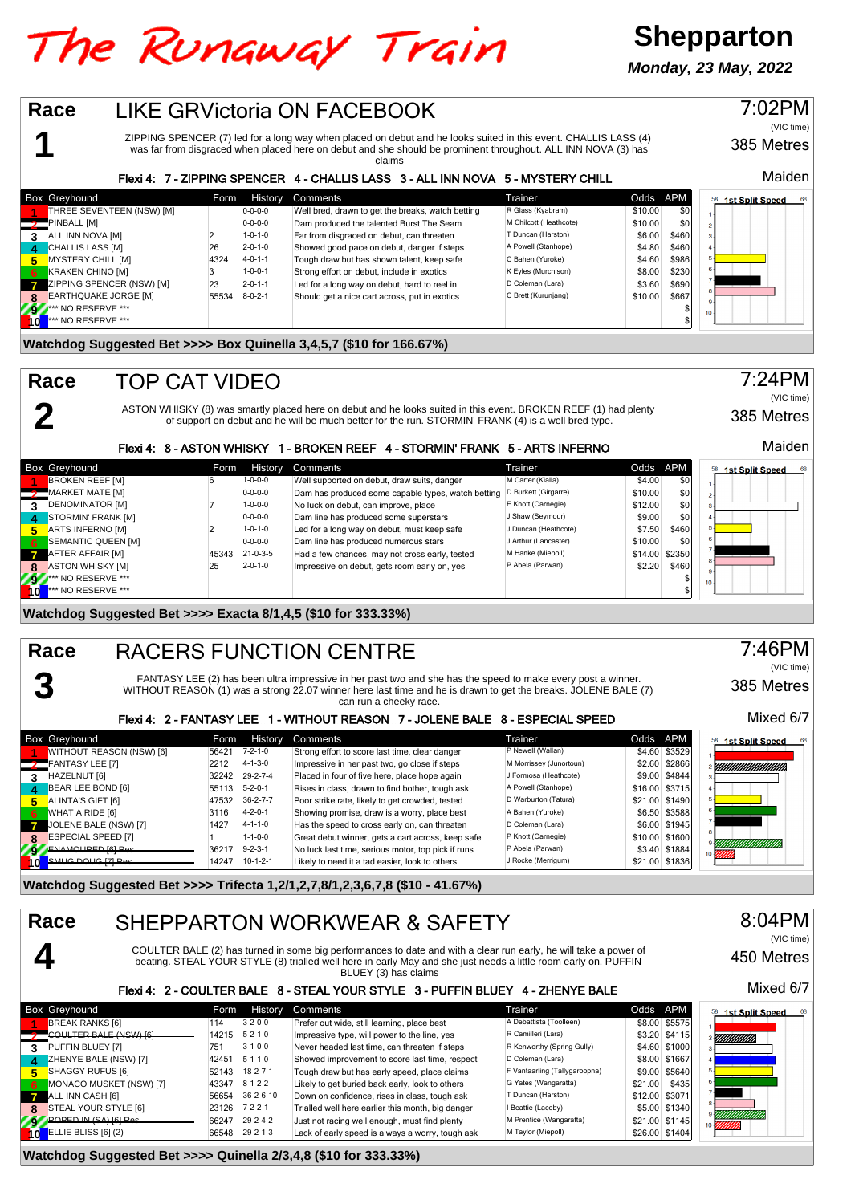# The Runaway Train

**Shepparton**

***Monday, 23 May, 2022***

## Race 1 — LIKE GRVictoria ON FACEBOOK

7:02PM (VIC time) — 385 Metres — Maiden

ZIPPING SPENCER (7) led for a long way when placed on debut and he looks suited in this event. CHALLIS LASS (4) was far from disgraced when placed here on debut and she should be prominent throughout. ALL INN NOVA (3) has claims

**Flexi 4: 7 - ZIPPING SPENCER 4 - CHALLIS LASS 3 - ALL INN NOVA 5 - MYSTERY CHILL**

| Box | Greyhound | Form | History | Comments | Trainer | Odds | APM |
|---|---|---|---|---|---|---|---|
| 1 | THREE SEVENTEEN (NSW) [M] | | 0-0-0-0 | Well bred, drawn to get the breaks, watch betting | R Glass (Kyabram) | $10.00 | $0 |
| 2 | PINBALL [M] | | 0-0-0-0 | Dam produced the talented Burst The Seam | M Chilcott (Heathcote) | $10.00 | $0 |
| 3 | ALL INN NOVA [M] | 2 | 1-0-1-0 | Far from disgraced on debut, can threaten | T Duncan (Harston) | $6.00 | $460 |
| 4 | CHALLIS LASS [M] | 26 | 2-0-1-0 | Showed good pace on debut, danger if steps | A Powell (Stanhope) | $4.80 | $460 |
| 5 | MYSTERY CHILL [M] | 4324 | 4-0-1-1 | Tough draw but has shown talent, keep safe | C Bahen (Yuroke) | $4.60 | $986 |
| 6 | KRAKEN CHINO [M] | 3 | 1-0-0-1 | Strong effort on debut, include in exotics | K Eyles (Murchison) | $8.00 | $230 |
| 7 | ZIPPING SPENCER (NSW) [M] | 23 | 2-0-1-1 | Led for a long way on debut, hard to reel in | D Coleman (Lara) | $3.60 | $690 |
| 8 | EARTHQUAKE JORGE [M] | 55534 | 8-0-2-1 | Should get a nice cart across, put in exotics | C Brett (Kurunjang) | $10.00 | $667 |
| 9 | *** NO RESERVE *** | | | | | | $ |
| 10 | *** NO RESERVE *** | | | | | | $ |

**Watchdog Suggested Bet >>>> Box Quinella 3,4,5,7 ($10 for 166.67%)**

## Race 2 — TOP CAT VIDEO

7:24PM (VIC time) — 385 Metres — Maiden

ASTON WHISKY (8) was smartly placed here on debut and he looks suited in this event. BROKEN REEF (1) had plenty of support on debut and he will be much better for the run. STORMIN' FRANK (4) is a well bred type.

**Flexi 4: 8 - ASTON WHISKY 1 - BROKEN REEF 4 - STORMIN' FRANK 5 - ARTS INFERNO**

| Box | Greyhound | Form | History | Comments | Trainer | Odds | APM |
|---|---|---|---|---|---|---|---|
| 1 | BROKEN REEF [M] | 6 | 1-0-0-0 | Well supported on debut, draw suits, danger | M Carter (Kialla) | $4.00 | $0 |
| 2 | MARKET MATE [M] | | 0-0-0-0 | Dam has produced some capable types, watch betting | D Burkett (Girgarre) | $10.00 | $0 |
| 3 | DENOMINATOR [M] | 7 | 1-0-0-0 | No luck on debut, can improve, place | E Knott (Carnegie) | $12.00 | $0 |
| 4 | STORMIN' FRANK [M] | | 0-0-0-0 | Dam line has produced some superstars | J Shaw (Seymour) | $9.00 | $0 |
| 5 | ARTS INFERNO [M] | 2 | 1-0-1-0 | Led for a long way on debut, must keep safe | J Duncan (Heathcote) | $7.50 | $460 |
| 6 | SEMANTIC QUEEN [M] | | 0-0-0-0 | Dam line has produced numerous stars | J Arthur (Lancaster) | $10.00 | $0 |
| 7 | AFTER AFFAIR [M] | 45343 | 21-0-3-5 | Had a few chances, may not cross early, tested | M Hanke (Miepoll) | $14.00 | $2350 |
| 8 | ASTON WHISKY [M] | 25 | 2-0-1-0 | Impressive on debut, gets room early on, yes | P Abela (Parwan) | $2.20 | $460 |
| 9 | *** NO RESERVE *** | | | | | | $ |
| 10 | *** NO RESERVE *** | | | | | | $ |

**Watchdog Suggested Bet >>>> Exacta 8/1,4,5 ($10 for 333.33%)**

## Race 3 — RACERS FUNCTION CENTRE

7:46PM (VIC time) — 385 Metres — Mixed 6/7

FANTASY LEE (2) has been ultra impressive in her past two and she has the speed to make every post a winner. WITHOUT REASON (1) was a strong 22.07 winner here last time and he is drawn to get the breaks. JOLENE BALE (7) can run a cheeky race.

**Flexi 4: 2 - FANTASY LEE 1 - WITHOUT REASON 7 - JOLENE BALE 8 - ESPECIAL SPEED**

| Box | Greyhound | Form | History | Comments | Trainer | Odds | APM |
|---|---|---|---|---|---|---|---|
| 1 | WITHOUT REASON (NSW) [6] | 56421 | 7-2-1-0 | Strong effort to score last time, clear danger | P Newell (Wallan) | $4.60 | $3529 |
| 2 | FANTASY LEE [7] | 2212 | 4-1-3-0 | Impressive in her past two, go close if steps | M Morrissey (Junortoun) | $2.60 | $2866 |
| 3 | HAZELNUT [6] | 32242 | 29-2-7-4 | Placed in four of five here, place hope again | J Formosa (Heathcote) | $9.00 | $4844 |
| 4 | BEAR LEE BOND [6] | 55113 | 5-2-0-1 | Rises in class, drawn to find bother, tough ask | A Powell (Stanhope) | $16.00 | $3715 |
| 5 | ALINTA'S GIFT [6] | 47532 | 36-2-7-7 | Poor strike rate, likely to get crowded, tested | D Warburton (Tatura) | $21.00 | $1490 |
| 6 | WHAT A RIDE [6] | 3116 | 4-2-0-1 | Showing promise, draw is a worry, place best | A Bahen (Yuroke) | $6.50 | $3588 |
| 7 | JOLENE BALE (NSW) [7] | 1427 | 4-1-1-0 | Has the speed to cross early on, can threaten | D Coleman (Lara) | $6.00 | $1945 |
| 8 | ESPECIAL SPEED [7] | 1 | 1-1-0-0 | Great debut winner, gets a cart across, keep safe | P Knott (Carnegie) | $10.00 | $1600 |
| 9 | ~~ENAMOURED [6] Res.~~ | 36217 | 9-2-3-1 | No luck last time, serious motor, top pick if runs | P Abela (Parwan) | $3.40 | $1884 |
| 10 | ~~SMUG DOUG [7] Res.~~ | 14247 | 10-1-2-1 | Likely to need it a tad easier, look to others | J Rocke (Merrigum) | $21.00 | $1836 |

**Watchdog Suggested Bet >>>> Trifecta 1,2/1,2,7,8/1,2,3,6,7,8 ($10 - 41.67%)**

## Race 4 — SHEPPARTON WORKWEAR & SAFETY

8:04PM (VIC time) — 450 Metres — Mixed 6/7

COULTER BALE (2) has turned in some big performances to date and with a clear run early, he will take a power of beating. STEAL YOUR STYLE (8) trialled well here in early May and she just needs a little room early on. PUFFIN BLUEY (3) has claims

**Flexi 4: 2 - COULTER BALE 8 - STEAL YOUR STYLE 3 - PUFFIN BLUEY 4 - ZHENYE BALE**

| Box | Greyhound | Form | History | Comments | Trainer | Odds | APM |
|---|---|---|---|---|---|---|---|
| 1 | BREAK RANKS [6] | 114 | 3-2-0-0 | Prefer out wide, still learning, place best | A Debattista (Toolleen) | $8.00 | $5575 |
| 2 | ~~COULTER BALE (NSW) [6]~~ | 14215 | 5-2-1-0 | Impressive type, will power to the line, yes | R Camilleri (Lara) | $3.20 | $4115 |
| 3 | PUFFIN BLUEY [7] | 751 | 3-1-0-0 | Never headed last time, can threaten if steps | R Kenworthy (Spring Gully) | $4.60 | $1000 |
| 4 | ZHENYE BALE (NSW) [7] | 42451 | 5-1-1-0 | Showed improvement to score last time, respect | D Coleman (Lara) | $8.00 | $1667 |
| 5 | SHAGGY RUFUS [6] | 52143 | 18-2-7-1 | Tough draw but has early speed, place claims | F Vantaarling (Tallygaroopna) | $9.00 | $5640 |
| 6 | MONACO MUSKET (NSW) [6] | 43347 | 8-1-2-2 | Likely to get buried back early, look to others | G Yates (Wangaratta) | $21.00 | $435 |
| 7 | ALL INN CASH [6] | 56654 | 36-2-6-10 | Down on confidence, rises in class, tough ask | T Duncan (Harston) | $12.00 | $3071 |
| 8 | STEAL YOUR STYLE [6] | 23126 | 7-2-2-1 | Trialled well here earlier this month, big danger | I Beattie (Laceby) | $5.00 | $1340 |
| 9 | ~~ROPED IN (SA) [6] Res.~~ | 66247 | 29-2-4-2 | Just not racing well enough, must find plenty | M Prentice (Wangaratta) | $21.00 | $1145 |
| 10 | ELLIE BLISS [6] (2) | 66548 | 29-2-1-3 | Lack of early speed is always a worry, tough ask | M Taylor (Miepoll) | $26.00 | $1404 |

**Watchdog Suggested Bet >>>> Quinella 2/3,4,8 ($10 for 333.33%)**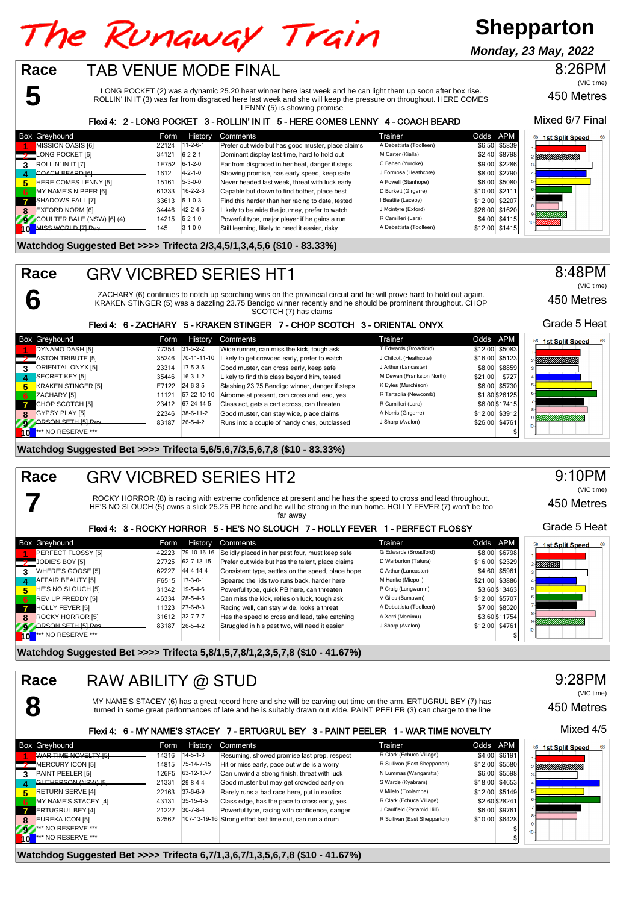# The Runaway Train

**Shepparton**

**Monday, 23 May, 2022**

## Race 5 — TAB VENUE MODE FINAL

8:26PM (VIC time) — 450 Metres — Mixed 6/7 Final

LONG POCKET (2) was a dynamic 25.20 heat winner here last week and he can light them up soon after box rise. ROLLIN' IN IT (3) was far from disgraced here last week and she will keep the pressure on throughout. HERE COMES LENNY (5) is showing promise

**Flexi 4: 2 - LONG POCKET 3 - ROLLIN' IN IT 5 - HERE COMES LENNY 4 - COACH BEARD**

| Box | Greyhound | Form | History | Comments | Trainer | Odds | APM |
|---|---|---|---|---|---|---|---|
| 1 | MISSION OASIS [6] | 22124 | 11-2-6-1 | Prefer out wide but has good muster, place claims | A Debattista (Toolleen) | $6.50 | $5839 |
| 2 | LONG POCKET [6] | 34121 | 6-2-2-1 | Dominant display last time, hard to hold out | M Carter (Kialla) | $2.40 | $8798 |
| 3 | ROLLIN' IN IT [7] | 1F752 | 6-1-2-0 | Far from disgraced in her heat, danger if steps | C Bahen (Yuroke) | $9.00 | $2286 |
| 4 | ~~COACH BEARD [6]~~ | 1612 | 4-2-1-0 | Showing promise, has early speed, keep safe | J Formosa (Heathcote) | $8.00 | $2790 |
| 5 | HERE COMES LENNY [5] | 15161 | 5-3-0-0 | Never headed last week, threat with luck early | A Powell (Stanhope) | $6.00 | $5080 |
| 6 | MY NAME'S NIPPER [6] | 61333 | 16-2-2-3 | Capable but drawn to find bother, place best | D Burkett (Girgarre) | $10.00 | $2111 |
| 7 | SHADOWS FALL [7] | 33613 | 5-1-0-3 | Find this harder than her racing to date, tested | I Beattie (Laceby) | $12.00 | $2207 |
| 8 | EXFORD NORM [6] | 34446 | 42-2-4-5 | Likely to be wide the journey, prefer to watch | J Mcintyre (Exford) | $26.00 | $1620 |
| 9 | COULTER BALE (NSW) [6] (4) | 14215 | 5-2-1-0 | Powerful type, major player if he gains a run | R Camilleri (Lara) | $4.00 | $4115 |
| 10 | ~~MISS WORLD [7] Res.~~ | 145 | 3-1-0-0 | Still learning, likely to need it easier, risky | A Debattista (Toolleen) | $12.00 | $1415 |

**Watchdog Suggested Bet >>>> Trifecta 2/3,4,5/1,3,4,5,6 ($10 - 83.33%)**

## Race 6 — GRV VICBRED SERIES HT1

8:48PM (VIC time) — 450 Metres — Grade 5 Heat

ZACHARY (6) continues to notch up scorching wins on the provincial circuit and he will prove hard to hold out again. KRAKEN STINGER (5) was a dazzling 23.75 Bendigo winner recently and he should be prominent throughout. CHOP SCOTCH (7) has claims

**Flexi 4: 6 - ZACHARY 5 - KRAKEN STINGER 7 - CHOP SCOTCH 3 - ORIENTAL ONYX**

| Box | Greyhound | Form | History | Comments | Trainer | Odds | APM |
|---|---|---|---|---|---|---|---|
| 1 | DYNAMO DASH [5] | 77354 | 31-5-2-2 | Wide runner, can miss the kick, tough ask | T Edwards (Broadford) | $12.00 | $5083 |
| 2 | ASTON TRIBUTE [5] | 35246 | 70-11-11-10 | Likely to get crowded early, prefer to watch | J Chilcott (Heathcote) | $16.00 | $5123 |
| 3 | ORIENTAL ONYX [5] | 23314 | 17-5-3-5 | Good muster, can cross early, keep safe | J Arthur (Lancaster) | $8.00 | $8859 |
| 4 | SECRET KEY [5] | 35446 | 16-3-1-2 | Likely to find this class beyond him, tested | M Dewan (Frankston North) | $21.00 | $727 |
| 5 | KRAKEN STINGER [5] | F7122 | 24-6-3-5 | Slashing 23.75 Bendigo winner, danger if steps | K Eyles (Murchison) | $6.00 | $5730 |
| 6 | ZACHARY [5] | 11121 | 57-22-10-10 | Airborne at present, can cross and lead, yes | R Tartaglia (Newcomb) | $1.80 | $26125 |
| 7 | CHOP SCOTCH [5] | 23412 | 67-24-14-5 | Class act, gets a cart across, can threaten | R Camilleri (Lara) | $6.00 | $17415 |
| 8 | GYPSY PLAY [5] | 22346 | 38-6-11-2 | Good muster, can stay wide, place claims | A Norris (Girgarre) | $12.00 | $3912 |
| 9 | ~~ORSON SETH [5] Res.~~ | 83187 | 26-5-4-2 | Runs into a couple of handy ones, outclassed | J Sharp (Avalon) | $26.00 | $4761 |
| 10 | *** NO RESERVE *** | | | | | | $ |

**Watchdog Suggested Bet >>>> Trifecta 5,6/5,6,7/3,5,6,7,8 ($10 - 83.33%)**

## Race 7 — GRV VICBRED SERIES HT2

9:10PM (VIC time) — 450 Metres — Grade 5 Heat

ROCKY HORROR (8) is racing with extreme confidence at present and he has the speed to cross and lead throughout. HE'S NO SLOUCH (5) owns a slick 25.25 PB here and he will be strong in the run home. HOLLY FEVER (7) won't be too far away

**Flexi 4: 8 - ROCKY HORROR 5 - HE'S NO SLOUCH 7 - HOLLY FEVER 1 - PERFECT FLOSSY**

| Box | Greyhound | Form | History | Comments | Trainer | Odds | APM |
|---|---|---|---|---|---|---|---|
| 1 | PERFECT FLOSSY [5] | 42223 | 79-10-16-16 | Solidly placed in her past four, must keep safe | G Edwards (Broadford) | $8.00 | $6798 |
| 2 | JODIE'S BOY [5] | 27725 | 62-7-13-15 | Prefer out wide but has the talent, place claims | D Warburton (Tatura) | $16.00 | $2329 |
| 3 | WHERE'S GOOSE [5] | 62227 | 44-4-14-4 | Consistent type, settles on the speed, place hope | C Arthur (Lancaster) | $4.60 | $5961 |
| 4 | AFFAIR BEAUTY [5] | F6515 | 17-3-0-1 | Speared the lids two runs back, harder here | M Hanke (Miepoll) | $21.00 | $3886 |
| 5 | HE'S NO SLOUCH [5] | 31342 | 19-5-4-6 | Powerful type, quick PB here, can threaten | P Craig (Langwarrin) | $3.60 | $13463 |
| 6 | REV UP FREDDY [5] | 46334 | 28-5-4-5 | Can miss the kick, relies on luck, tough ask | V Giles (Bamawm) | $12.00 | $5707 |
| 7 | HOLLY FEVER [5] | 11323 | 27-6-8-3 | Racing well, can stay wide, looks a threat | A Debattista (Toolleen) | $7.00 | $8520 |
| 8 | ROCKY HORROR [5] | 31612 | 32-7-7-7 | Has the speed to cross and lead, take catching | A Xerri (Merrimu) | $3.60 | $11754 |
| 9 | ~~ORSON SETH [5] Res.~~ | 83187 | 26-5-4-2 | Struggled in his past two, will need it easier | J Sharp (Avalon) | $12.00 | $4761 |
| 10 | *** NO RESERVE *** | | | | | | $ |

**Watchdog Suggested Bet >>>> Trifecta 5,8/1,5,7,8/1,2,3,5,7,8 ($10 - 41.67%)**

## Race 8 — RAW ABILITY @ STUD

9:28PM (VIC time) — 450 Metres — Mixed 4/5

MY NAME'S STACEY (6) has a great record here and she will be carving out time on the arm. ERTUGRUL BEY (7) has turned in some great performances of late and he is suitably drawn out wide. PAINT PEELER (3) can charge to the line

**Flexi 4: 6 - MY NAME'S STACEY 7 - ERTUGRUL BEY 3 - PAINT PEELER 1 - WAR TIME NOVELTY**

| Box | Greyhound | Form | History | Comments | Trainer | Odds | APM |
|---|---|---|---|---|---|---|---|
| 1 | ~~WAR TIME NOVELTY [5]~~ | 14316 | 14-5-1-3 | Resuming, showed promise last prep, respect | R Clark (Echuca Village) | $4.00 | $6191 |
| 2 | MERCURY ICON [5] | 14815 | 75-14-7-15 | Hit or miss early, pace out wide is a worry | R Sullivan (East Shepparton) | $12.00 | $5580 |
| 3 | PAINT PEELER [5] | 126F5 | 63-12-10-7 | Can unwind a strong finish, threat with luck | N Lummas (Wangaratta) | $6.00 | $5598 |
| 4 | ~~GUTHERSON (NSW) [5]~~ | 21331 | 29-8-4-4 | Good muster but may get crowded early on | S Warde (Kyabram) | $18.00 | $4653 |
| 5 | RETURN SERVE [4] | 22163 | 37-6-6-9 | Rarely runs a bad race here, put in exotics | V Mileto (Toolamba) | $12.00 | $5149 |
| 6 | MY NAME'S STACEY [4] | 43131 | 35-15-4-5 | Class edge, has the pace to cross early, yes | R Clark (Echuca Village) | $2.60 | $28241 |
| 7 | ERTUGRUL BEY [4] | 21222 | 30-7-8-4 | Powerful type, racing with confidence, danger | J Caulfield (Pyramid Hill) | $6.00 | $9761 |
| 8 | EUREKA ICON [5] | 52562 | 107-13-19-16 | Strong effort last time out, can run a drum | R Sullivan (East Shepparton) | $10.00 | $6428 |
| 9 | *** NO RESERVE *** | | | | | | $ |
| 10 | *** NO RESERVE *** | | | | | | $ |

**Watchdog Suggested Bet >>>> Trifecta 6,7/1,3,6,7/1,3,5,6,7,8 ($10 - 41.67%)**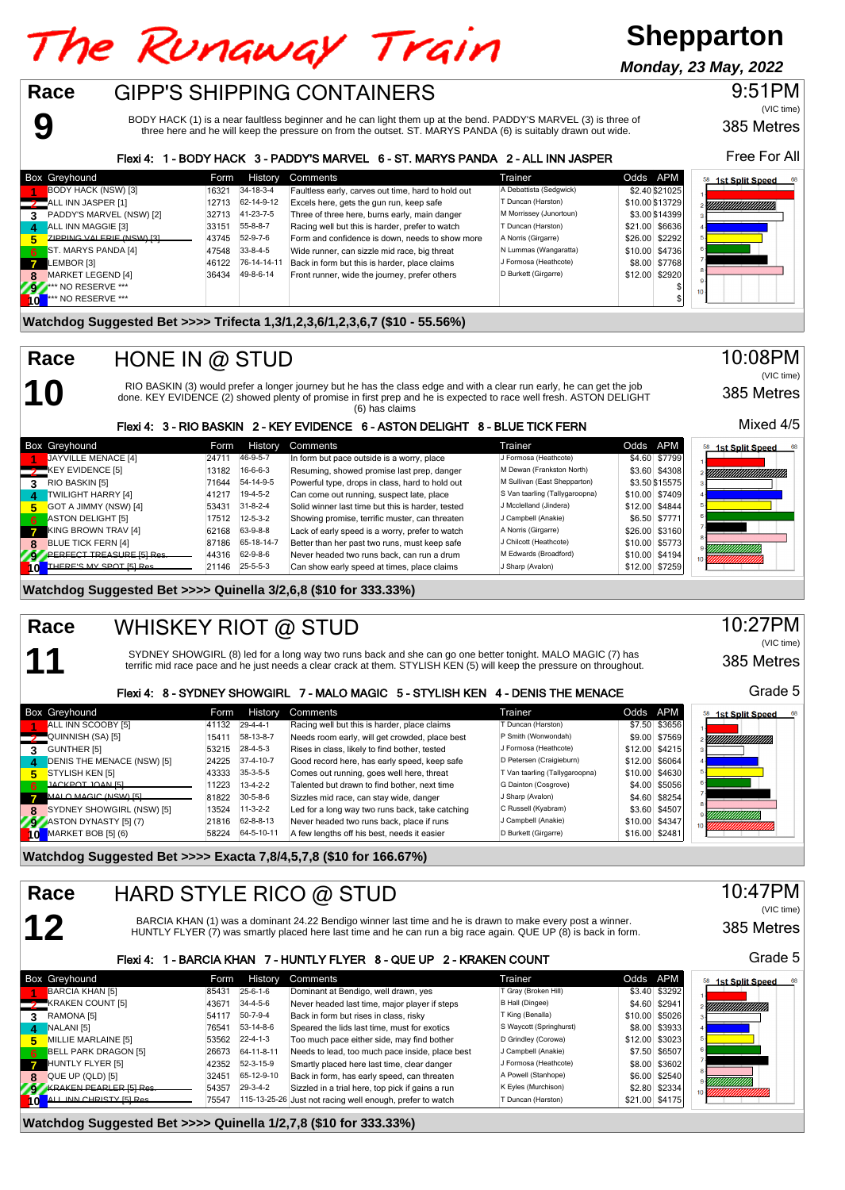# The Runaway Train

**Shepparton**

***Monday, 23 May, 2022***

## Race 9 — GIPP'S SHIPPING CONTAINERS

9:51PM (VIC time)

385 Metres

Free For All

BODY HACK (1) is a near faultless beginner and he can light them up at the bend. PADDY'S MARVEL (3) is three of three here and he will keep the pressure on from the outset. ST. MARYS PANDA (6) is suitably drawn out wide.

**Flexi 4: 1 - BODY HACK 3 - PADDY'S MARVEL 6 - ST. MARYS PANDA 2 - ALL INN JASPER**

| Box | Greyhound | Form | History | Comments | Trainer | Odds | APM |
|---|---|---|---|---|---|---|---|
| 1 | BODY HACK (NSW) [3] | 16321 | 34-18-3-4 | Faultless early, carves out time, hard to hold out | A Debattista (Sedgwick) | $2.40 | $21025 |
| 2 | ALL INN JASPER [1] | 12713 | 62-14-9-12 | Excels here, gets the gun run, keep safe | T Duncan (Harston) | $10.00 | $13729 |
| 3 | PADDY'S MARVEL (NSW) [2] | 32713 | 41-23-7-5 | Three of three here, burns early, main danger | M Morrissey (Junortoun) | $3.00 | $14399 |
| 4 | ALL INN MAGGIE [3] | 33151 | 55-8-8-7 | Racing well but this is harder, prefer to watch | T Duncan (Harston) | $21.00 | $6636 |
| 5 | ~~ZIPPING VALERIE (NSW) [3]~~ | 43745 | 52-9-7-6 | Form and confidence is down, needs to show more | A Norris (Girgarre) | $26.00 | $2292 |
| 6 | ST. MARYS PANDA [4] | 47548 | 33-8-4-5 | Wide runner, can sizzle mid race, big threat | N Lummas (Wangaratta) | $10.00 | $4736 |
| 7 | LEMBOR [3] | 46122 | 76-14-14-11 | Back in form but this is harder, place claims | J Formosa (Heathcote) | $8.00 | $7768 |
| 8 | MARKET LEGEND [4] | 36434 | 49-8-6-14 | Front runner, wide the journey, prefer others | D Burkett (Girgarre) | $12.00 | $2920 |
| 9 | *** NO RESERVE *** | | | | | $ | |
| 10 | *** NO RESERVE *** | | | | | $ | |

**Watchdog Suggested Bet >>>> Trifecta 1,3/1,2,3,6/1,2,3,6,7 ($10 - 55.56%)**

## Race 10 — HONE IN @ STUD

10:08PM (VIC time)

385 Metres

Mixed 4/5

RIO BASKIN (3) would prefer a longer journey but he has the class edge and with a clear run early, he can get the job done. KEY EVIDENCE (2) showed plenty of promise in first prep and he is expected to race well fresh. ASTON DELIGHT (6) has claims

**Flexi 4: 3 - RIO BASKIN 2 - KEY EVIDENCE 6 - ASTON DELIGHT 8 - BLUE TICK FERN**

| Box | Greyhound | Form | History | Comments | Trainer | Odds | APM |
|---|---|---|---|---|---|---|---|
| 1 | JAYVILLE MENACE [4] | 24711 | 46-9-5-7 | In form but pace outside is a worry, place | J Formosa (Heathcote) | $4.60 | $7799 |
| 2 | KEY EVIDENCE [5] | 13182 | 16-6-6-3 | Resuming, showed promise last prep, danger | M Dewan (Frankston North) | $3.60 | $4308 |
| 3 | RIO BASKIN [5] | 71644 | 54-14-9-5 | Powerful type, drops in class, hard to hold out | M Sullivan (East Shepparton) | $3.50 | $15575 |
| 4 | TWILIGHT HARRY [4] | 41217 | 19-4-5-2 | Can come out running, suspect late, place | S Van taarling (Tallygaroopna) | $10.00 | $7409 |
| 5 | GOT A JIMMY (NSW) [4] | 53431 | 31-8-2-4 | Solid winner last time but this is harder, tested | J Mcclelland (Jindera) | $12.00 | $4844 |
| 6 | ASTON DELIGHT [5] | 17512 | 12-5-3-2 | Showing promise, terrific muster, can threaten | J Campbell (Anakie) | $6.50 | $7771 |
| 7 | KING BROWN TRAV [4] | 62168 | 63-9-8-8 | Lack of early speed is a worry, prefer to watch | A Norris (Girgarre) | $26.00 | $3160 |
| 8 | BLUE TICK FERN [4] | 87186 | 65-18-14-7 | Better than her past two runs, must keep safe | J Chilcott (Heathcote) | $10.00 | $5773 |
| 9 | ~~PERFECT TREASURE [5] Res.~~ | 44316 | 62-9-8-6 | Never headed two runs back, can run a drum | M Edwards (Broadford) | $10.00 | $4194 |
| 10 | ~~THERE'S MY SPOT [5] Res.~~ | 21146 | 25-5-5-3 | Can show early speed at times, place claims | J Sharp (Avalon) | $12.00 | $7259 |

**Watchdog Suggested Bet >>>> Quinella 3/2,6,8 ($10 for 333.33%)**

## Race 11 — WHISKEY RIOT @ STUD

10:27PM (VIC time)

385 Metres

Grade 5

SYDNEY SHOWGIRL (8) led for a long way two runs back and she can go one better tonight. MALO MAGIC (7) has terrific mid race pace and he just needs a clear crack at them. STYLISH KEN (5) will keep the pressure on throughout.

**Flexi 4: 8 - SYDNEY SHOWGIRL 7 - MALO MAGIC 5 - STYLISH KEN 4 - DENIS THE MENACE**

| Box | Greyhound | Form | History | Comments | Trainer | Odds | APM |
|---|---|---|---|---|---|---|---|
| 1 | ALL INN SCOOBY [5] | 41132 | 29-4-4-1 | Racing well but this is harder, place claims | T Duncan (Harston) | $7.50 | $3656 |
| 2 | QUINNISH (SA) [5] | 15411 | 58-13-8-7 | Needs room early, will get crowded, place best | P Smith (Wonwondah) | $9.00 | $7569 |
| 3 | GUNTHER [5] | 53215 | 28-4-5-3 | Rises in class, likely to find bother, tested | J Formosa (Heathcote) | $12.00 | $4215 |
| 4 | DENIS THE MENACE (NSW) [5] | 24225 | 37-4-10-7 | Good record here, has early speed, keep safe | D Petersen (Craigieburn) | $12.00 | $6064 |
| 5 | STYLISH KEN [5] | 43333 | 35-3-5-5 | Consistent, goes well here, threat | T Van taarling (Tallygaroopna) | $10.00 | $4630 |
| 6 | ~~JACKPOT JOAN [5]~~ | 11223 | 13-4-2-2 | Talented but drawn to find bother, next time | G Dainton (Cosgrove) | $4.00 | $5056 |
| 7 | MALO MAGIC (NSW) [5] | 81822 | 30-5-8-6 | Sizzles mid race, can stay wide, danger | J Sharp (Avalon) | $4.60 | $8254 |
| 8 | SYDNEY SHOWGIRL (NSW) [5] | 13524 | 11-3-2-2 | Led for a long way two runs back, take catching | C Russell (Kyabram) | $3.60 | $4507 |
| 9 | ASTON DYNASTY [5] (7) | 21816 | 62-8-8-13 | Never headed two runs back, place if runs | J Campbell (Anakie) | $10.00 | $4347 |
| 10 | MARKET BOB [5] (6) | 58224 | 64-5-10-11 | A few lengths off his best, needs it easier | D Burkett (Girgarre) | $16.00 | $2481 |

**Watchdog Suggested Bet >>>> Exacta 7,8/4,5,7,8 ($10 for 166.67%)**

## Race 12 — HARD STYLE RICO @ STUD

10:47PM (VIC time)

385 Metres

Grade 5

BARCIA KHAN (1) was a dominant 24.22 Bendigo winner last time and he is drawn to make every post a winner. HUNTLY FLYER (7) was smartly placed here last time and he can run a big race again. QUE UP (8) is back in form.

**Flexi 4: 1 - BARCIA KHAN 7 - HUNTLY FLYER 8 - QUE UP 2 - KRAKEN COUNT**

| Box | Greyhound | Form | History | Comments | Trainer | Odds | APM |
|---|---|---|---|---|---|---|---|
| 1 | BARCIA KHAN [5] | 85431 | 25-6-1-6 | Dominant at Bendigo, well drawn, yes | T Gray (Broken Hill) | $3.40 | $3292 |
| 2 | KRAKEN COUNT [5] | 43671 | 34-4-5-6 | Never headed last time, major player if steps | B Hall (Dingee) | $4.60 | $2941 |
| 3 | RAMONA [5] | 54117 | 50-7-9-4 | Back in form but rises in class, risky | T King (Benalla) | $10.00 | $5026 |
| 4 | NALANI [5] | 76541 | 53-14-8-6 | Speared the lids last time, must for exotics | S Waycott (Springhurst) | $8.00 | $3933 |
| 5 | MILLIE MARLAINE [5] | 53562 | 22-4-1-3 | Too much pace either side, may find bother | D Grindley (Corowa) | $12.00 | $3023 |
| 6 | BELL PARK DRAGON [5] | 26673 | 64-11-8-11 | Needs to lead, too much pace inside, place best | J Campbell (Anakie) | $7.50 | $6507 |
| 7 | HUNTLY FLYER [5] | 42352 | 52-3-15-9 | Smartly placed here last time, clear danger | J Formosa (Heathcote) | $8.00 | $3602 |
| 8 | QUE UP (QLD) [5] | 32451 | 65-12-9-10 | Back in form, has early speed, can threaten | A Powell (Stanhope) | $6.00 | $2540 |
| 9 | ~~KRAKEN PEARLER [5] Res.~~ | 54357 | 29-3-4-2 | Sizzled in a trial here, top pick if gains a run | K Eyles (Murchison) | $2.80 | $2334 |
| 10 | ~~ALL INN CHRISTY [5] Res.~~ | 75547 | 115-13-25-26 | Just not racing well enough, prefer to watch | T Duncan (Harston) | $21.00 | $4175 |

**Watchdog Suggested Bet >>>> Quinella 1/2,7,8 ($10 for 333.33%)**